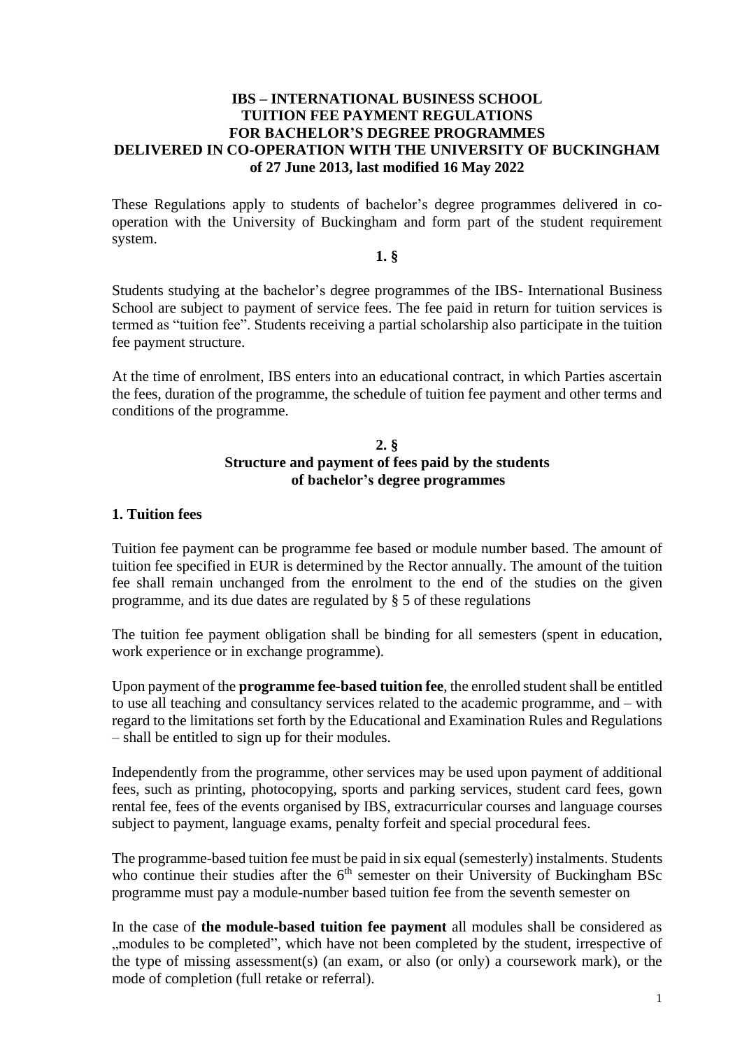# IBS – INTERNATIONAL BUSINESS SCHOOL
# TUITION FEE PAYMENT REGULATIONS
# FOR BACHELOR'S DEGREE PROGRAMMES
# DELIVERED IN CO-OPERATION WITH THE UNIVERSITY OF BUCKINGHAM
# of 27 June 2013, last modified 16 May 2022

These Regulations apply to students of bachelor's degree programmes delivered in co-operation with the University of Buckingham and form part of the student requirement system.

## 1. §

Students studying at the bachelor's degree programmes of the IBS- International Business School are subject to payment of service fees. The fee paid in return for tuition services is termed as "tuition fee". Students receiving a partial scholarship also participate in the tuition fee payment structure.

At the time of enrolment, IBS enters into an educational contract, in which Parties ascertain the fees, duration of the programme, the schedule of tuition fee payment and other terms and conditions of the programme.

## 2. §
## Structure and payment of fees paid by the students of bachelor's degree programmes

### 1. Tuition fees

Tuition fee payment can be programme fee based or module number based. The amount of tuition fee specified in EUR is determined by the Rector annually. The amount of the tuition fee shall remain unchanged from the enrolment to the end of the studies on the given programme, and its due dates are regulated by § 5 of these regulations

The tuition fee payment obligation shall be binding for all semesters (spent in education, work experience or in exchange programme).

Upon payment of the **programme fee-based tuition fee**, the enrolled student shall be entitled to use all teaching and consultancy services related to the academic programme, and – with regard to the limitations set forth by the Educational and Examination Rules and Regulations – shall be entitled to sign up for their modules.

Independently from the programme, other services may be used upon payment of additional fees, such as printing, photocopying, sports and parking services, student card fees, gown rental fee, fees of the events organised by IBS, extracurricular courses and language courses subject to payment, language exams, penalty forfeit and special procedural fees.

The programme-based tuition fee must be paid in six equal (semesterly) instalments. Students who continue their studies after the 6th semester on their University of Buckingham BSc programme must pay a module-number based tuition fee from the seventh semester on

In the case of **the module-based tuition fee payment** all modules shall be considered as „modules to be completed", which have not been completed by the student, irrespective of the type of missing assessment(s) (an exam, or also (or only) a coursework mark), or the mode of completion (full retake or referral).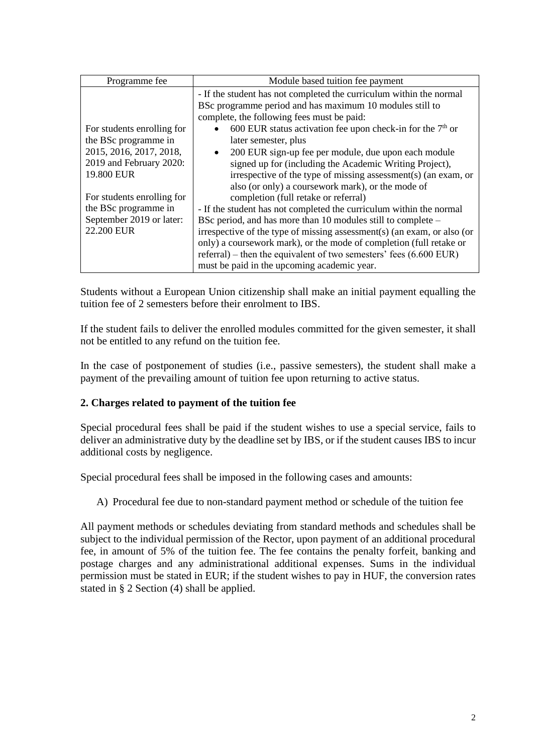| Programme fee | Module based tuition fee payment |
| --- | --- |
| For students enrolling for the BSc programme in 2015, 2016, 2017, 2018, 2019 and February 2020: 19.800 EUR<br><br>For students enrolling for the BSc programme in September 2019 or later: 22.200 EUR | - If the student has not completed the curriculum within the normal BSc programme period and has maximum 10 modules still to complete, the following fees must be paid:<br>• 600 EUR status activation fee upon check-in for the 7th or later semester, plus<br>• 200 EUR sign-up fee per module, due upon each module signed up for (including the Academic Writing Project), irrespective of the type of missing assessment(s) (an exam, or also (or only) a coursework mark), or the mode of completion (full retake or referral)<br>- If the student has not completed the curriculum within the normal BSc period, and has more than 10 modules still to complete – irrespective of the type of missing assessment(s) (an exam, or also (or only) a coursework mark), or the mode of completion (full retake or referral) – then the equivalent of two semesters' fees (6.600 EUR) must be paid in the upcoming academic year. |

Students without a European Union citizenship shall make an initial payment equalling the tuition fee of 2 semesters before their enrolment to IBS.

If the student fails to deliver the enrolled modules committed for the given semester, it shall not be entitled to any refund on the tuition fee.

In the case of postponement of studies (i.e., passive semesters), the student shall make a payment of the prevailing amount of tuition fee upon returning to active status.

**2. Charges related to payment of the tuition fee**

Special procedural fees shall be paid if the student wishes to use a special service, fails to deliver an administrative duty by the deadline set by IBS, or if the student causes IBS to incur additional costs by negligence.

Special procedural fees shall be imposed in the following cases and amounts:

A) Procedural fee due to non-standard payment method or schedule of the tuition fee

All payment methods or schedules deviating from standard methods and schedules shall be subject to the individual permission of the Rector, upon payment of an additional procedural fee, in amount of 5% of the tuition fee. The fee contains the penalty forfeit, banking and postage charges and any administrational additional expenses. Sums in the individual permission must be stated in EUR; if the student wishes to pay in HUF, the conversion rates stated in § 2 Section (4) shall be applied.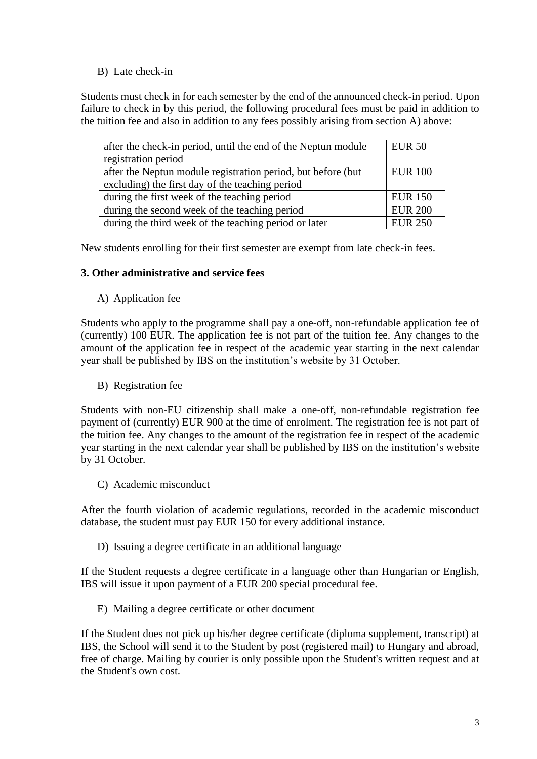B) Late check-in

Students must check in for each semester by the end of the announced check-in period. Upon failure to check in by this period, the following procedural fees must be paid in addition to the tuition fee and also in addition to any fees possibly arising from section A) above:

| | |
|---|---|
| after the check-in period, until the end of the Neptun module registration period | EUR 50 |
| after the Neptun module registration period, but before (but excluding) the first day of the teaching period | EUR 100 |
| during the first week of the teaching period | EUR 150 |
| during the second week of the teaching period | EUR 200 |
| during the third week of the teaching period or later | EUR 250 |

New students enrolling for their first semester are exempt from late check-in fees.

**3. Other administrative and service fees**

A) Application fee

Students who apply to the programme shall pay a one-off, non-refundable application fee of (currently) 100 EUR. The application fee is not part of the tuition fee. Any changes to the amount of the application fee in respect of the academic year starting in the next calendar year shall be published by IBS on the institution's website by 31 October.

B) Registration fee

Students with non-EU citizenship shall make a one-off, non-refundable registration fee payment of (currently) EUR 900 at the time of enrolment. The registration fee is not part of the tuition fee. Any changes to the amount of the registration fee in respect of the academic year starting in the next calendar year shall be published by IBS on the institution's website by 31 October.

C) Academic misconduct

After the fourth violation of academic regulations, recorded in the academic misconduct database, the student must pay EUR 150 for every additional instance.

D) Issuing a degree certificate in an additional language

If the Student requests a degree certificate in a language other than Hungarian or English, IBS will issue it upon payment of a EUR 200 special procedural fee.

E) Mailing a degree certificate or other document

If the Student does not pick up his/her degree certificate (diploma supplement, transcript) at IBS, the School will send it to the Student by post (registered mail) to Hungary and abroad, free of charge. Mailing by courier is only possible upon the Student's written request and at the Student's own cost.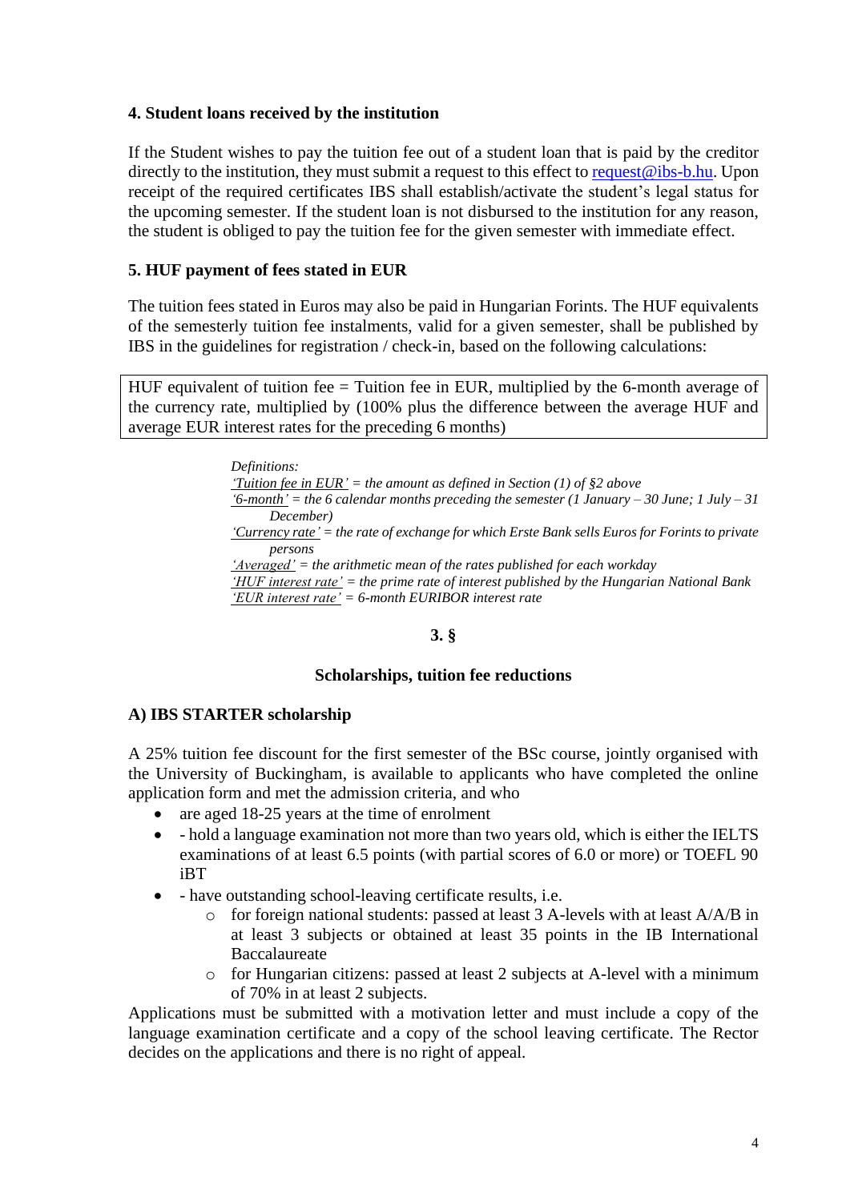### 4. Student loans received by the institution

If the Student wishes to pay the tuition fee out of a student loan that is paid by the creditor directly to the institution, they must submit a request to this effect to request@ibs-b.hu. Upon receipt of the required certificates IBS shall establish/activate the student's legal status for the upcoming semester. If the student loan is not disbursed to the institution for any reason, the student is obliged to pay the tuition fee for the given semester with immediate effect.

### 5. HUF payment of fees stated in EUR

The tuition fees stated in Euros may also be paid in Hungarian Forints. The HUF equivalents of the semesterly tuition fee instalments, valid for a given semester, shall be published by IBS in the guidelines for registration / check-in, based on the following calculations:

| HUF equivalent of tuition fee = Tuition fee in EUR, multiplied by the 6-month average of the currency rate, multiplied by (100% plus the difference between the average HUF and average EUR interest rates for the preceding 6 months) |
| --- |

*Definitions:*
*'Tuition fee in EUR' = the amount as defined in Section (1) of §2 above*
*'6-month' = the 6 calendar months preceding the semester (1 January – 30 June; 1 July – 31 December)*
*'Currency rate' = the rate of exchange for which Erste Bank sells Euros for Forints to private persons*
*'Averaged' = the arithmetic mean of the rates published for each workday*
*'HUF interest rate' = the prime rate of interest published by the Hungarian National Bank*
*'EUR interest rate' = 6-month EURIBOR interest rate*

## 3. §

## Scholarships, tuition fee reductions

### A) IBS STARTER scholarship

A 25% tuition fee discount for the first semester of the BSc course, jointly organised with the University of Buckingham, is available to applicants who have completed the online application form and met the admission criteria, and who

- are aged 18-25 years at the time of enrolment
- - hold a language examination not more than two years old, which is either the IELTS examinations of at least 6.5 points (with partial scores of 6.0 or more) or TOEFL 90 iBT
- - have outstanding school-leaving certificate results, i.e.
    - for foreign national students: passed at least 3 A-levels with at least A/A/B in at least 3 subjects or obtained at least 35 points in the IB International Baccalaureate
    - for Hungarian citizens: passed at least 2 subjects at A-level with a minimum of 70% in at least 2 subjects.

Applications must be submitted with a motivation letter and must include a copy of the language examination certificate and a copy of the school leaving certificate. The Rector decides on the applications and there is no right of appeal.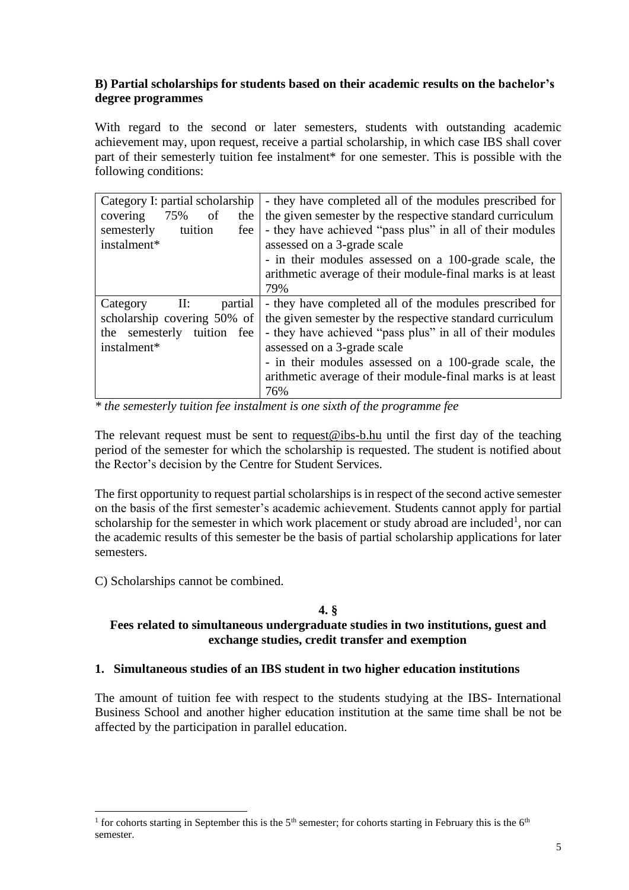### B) Partial scholarships for students based on their academic results on the bachelor's degree programmes

With regard to the second or later semesters, students with outstanding academic achievement may, upon request, receive a partial scholarship, in which case IBS shall cover part of their semesterly tuition fee instalment* for one semester. This is possible with the following conditions:

| | |
|---|---|
| Category I: partial scholarship covering 75% of the semesterly tuition fee instalment* | - they have completed all of the modules prescribed for the given semester by the respective standard curriculum<br>- they have achieved "pass plus" in all of their modules assessed on a 3-grade scale<br>- in their modules assessed on a 100-grade scale, the arithmetic average of their module-final marks is at least 79% |
| Category II: partial scholarship covering 50% of the semesterly tuition fee instalment* | - they have completed all of the modules prescribed for the given semester by the respective standard curriculum<br>- they have achieved "pass plus" in all of their modules assessed on a 3-grade scale<br>- in their modules assessed on a 100-grade scale, the arithmetic average of their module-final marks is at least 76% |

*\* the semesterly tuition fee instalment is one sixth of the programme fee*

The relevant request must be sent to request@ibs-b.hu until the first day of the teaching period of the semester for which the scholarship is requested. The student is notified about the Rector's decision by the Centre for Student Services.

The first opportunity to request partial scholarships is in respect of the second active semester on the basis of the first semester's academic achievement. Students cannot apply for partial scholarship for the semester in which work placement or study abroad are included[1], nor can the academic results of this semester be the basis of partial scholarship applications for later semesters.

C) Scholarships cannot be combined.

## 4. §

## Fees related to simultaneous undergraduate studies in two institutions, guest and exchange studies, credit transfer and exemption

### 1. Simultaneous studies of an IBS student in two higher education institutions

The amount of tuition fee with respect to the students studying at the IBS- International Business School and another higher education institution at the same time shall be not be affected by the participation in parallel education.

[1] for cohorts starting in September this is the 5th semester; for cohorts starting in February this is the 6th semester.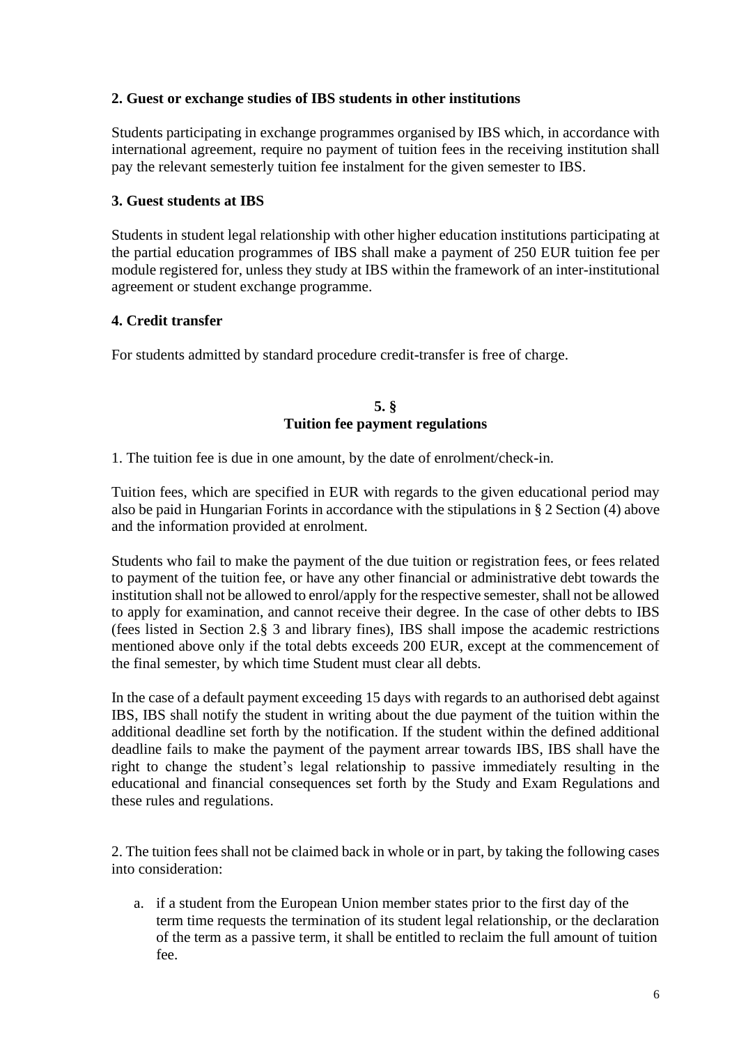**2. Guest or exchange studies of IBS students in other institutions**

Students participating in exchange programmes organised by IBS which, in accordance with international agreement, require no payment of tuition fees in the receiving institution shall pay the relevant semesterly tuition fee instalment for the given semester to IBS.

**3. Guest students at IBS**

Students in student legal relationship with other higher education institutions participating at the partial education programmes of IBS shall make a payment of 250 EUR tuition fee per module registered for, unless they study at IBS within the framework of an inter-institutional agreement or student exchange programme.

**4. Credit transfer**

For students admitted by standard procedure credit-transfer is free of charge.

## 5. §
## Tuition fee payment regulations

1. The tuition fee is due in one amount, by the date of enrolment/check-in.

Tuition fees, which are specified in EUR with regards to the given educational period may also be paid in Hungarian Forints in accordance with the stipulations in § 2 Section (4) above and the information provided at enrolment.

Students who fail to make the payment of the due tuition or registration fees, or fees related to payment of the tuition fee, or have any other financial or administrative debt towards the institution shall not be allowed to enrol/apply for the respective semester, shall not be allowed to apply for examination, and cannot receive their degree. In the case of other debts to IBS (fees listed in Section 2.§ 3 and library fines), IBS shall impose the academic restrictions mentioned above only if the total debts exceeds 200 EUR, except at the commencement of the final semester, by which time Student must clear all debts.

In the case of a default payment exceeding 15 days with regards to an authorised debt against IBS, IBS shall notify the student in writing about the due payment of the tuition within the additional deadline set forth by the notification. If the student within the defined additional deadline fails to make the payment of the payment arrear towards IBS, IBS shall have the right to change the student's legal relationship to passive immediately resulting in the educational and financial consequences set forth by the Study and Exam Regulations and these rules and regulations.

2. The tuition fees shall not be claimed back in whole or in part, by taking the following cases into consideration:

a. if a student from the European Union member states prior to the first day of the term time requests the termination of its student legal relationship, or the declaration of the term as a passive term, it shall be entitled to reclaim the full amount of tuition fee.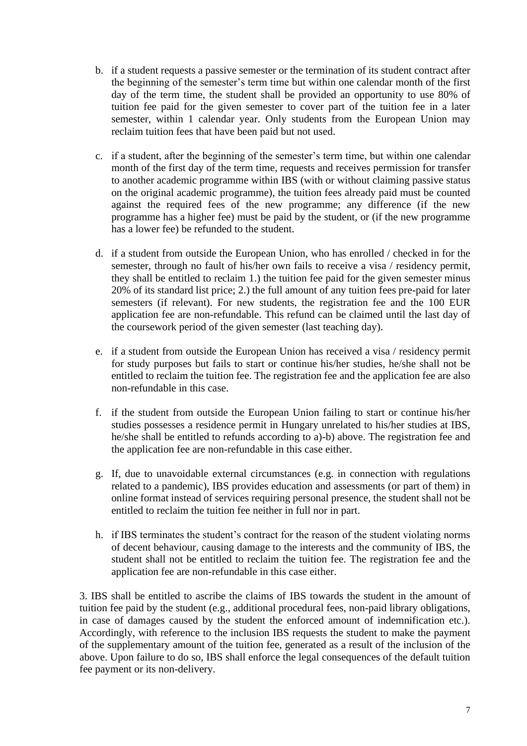b. if a student requests a passive semester or the termination of its student contract after the beginning of the semester's term time but within one calendar month of the first day of the term time, the student shall be provided an opportunity to use 80% of tuition fee paid for the given semester to cover part of the tuition fee in a later semester, within 1 calendar year. Only students from the European Union may reclaim tuition fees that have been paid but not used.

c. if a student, after the beginning of the semester's term time, but within one calendar month of the first day of the term time, requests and receives permission for transfer to another academic programme within IBS (with or without claiming passive status on the original academic programme), the tuition fees already paid must be counted against the required fees of the new programme; any difference (if the new programme has a higher fee) must be paid by the student, or (if the new programme has a lower fee) be refunded to the student.

d. if a student from outside the European Union, who has enrolled / checked in for the semester, through no fault of his/her own fails to receive a visa / residency permit, they shall be entitled to reclaim 1.) the tuition fee paid for the given semester minus 20% of its standard list price; 2.) the full amount of any tuition fees pre-paid for later semesters (if relevant). For new students, the registration fee and the 100 EUR application fee are non-refundable. This refund can be claimed until the last day of the coursework period of the given semester (last teaching day).

e. if a student from outside the European Union has received a visa / residency permit for study purposes but fails to start or continue his/her studies, he/she shall not be entitled to reclaim the tuition fee. The registration fee and the application fee are also non-refundable in this case.

f. if the student from outside the European Union failing to start or continue his/her studies possesses a residence permit in Hungary unrelated to his/her studies at IBS, he/she shall be entitled to refunds according to a)-b) above. The registration fee and the application fee are non-refundable in this case either.

g. If, due to unavoidable external circumstances (e.g. in connection with regulations related to a pandemic), IBS provides education and assessments (or part of them) in online format instead of services requiring personal presence, the student shall not be entitled to reclaim the tuition fee neither in full nor in part.

h. if IBS terminates the student's contract for the reason of the student violating norms of decent behaviour, causing damage to the interests and the community of IBS, the student shall not be entitled to reclaim the tuition fee. The registration fee and the application fee are non-refundable in this case either.

3. IBS shall be entitled to ascribe the claims of IBS towards the student in the amount of tuition fee paid by the student (e.g., additional procedural fees, non-paid library obligations, in case of damages caused by the student the enforced amount of indemnification etc.). Accordingly, with reference to the inclusion IBS requests the student to make the payment of the supplementary amount of the tuition fee, generated as a result of the inclusion of the above. Upon failure to do so, IBS shall enforce the legal consequences of the default tuition fee payment or its non-delivery.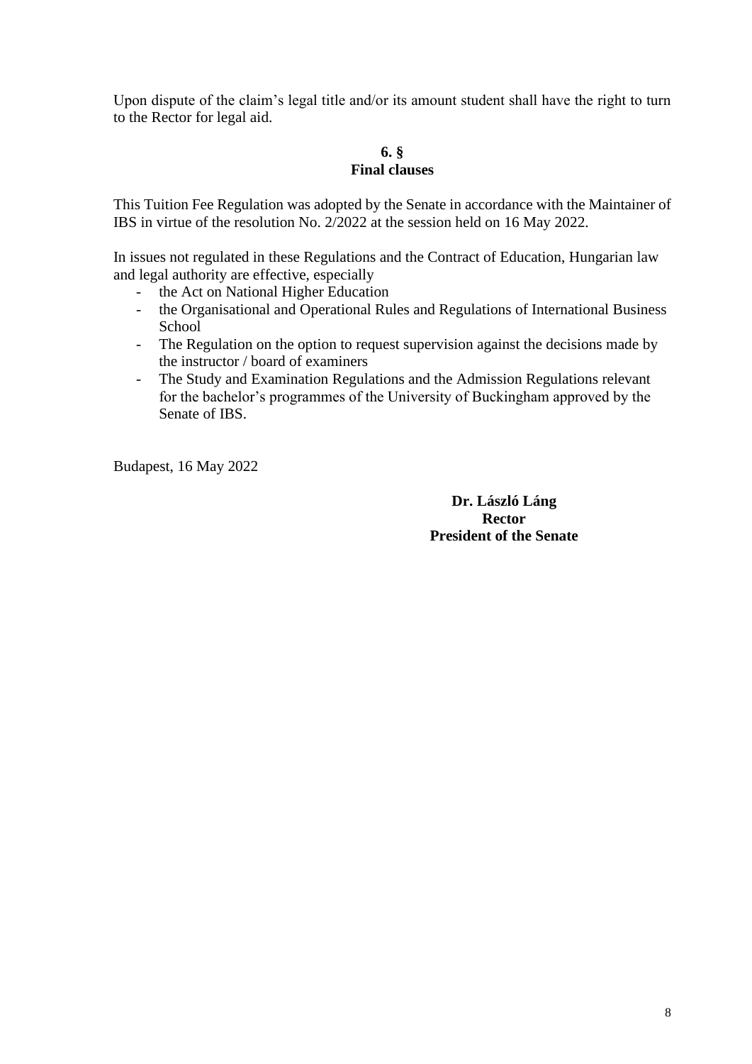Upon dispute of the claim's legal title and/or its amount student shall have the right to turn to the Rector for legal aid.

## 6. §
## Final clauses

This Tuition Fee Regulation was adopted by the Senate in accordance with the Maintainer of IBS in virtue of the resolution No. 2/2022 at the session held on 16 May 2022.

In issues not regulated in these Regulations and the Contract of Education, Hungarian law and legal authority are effective, especially

- the Act on National Higher Education
- the Organisational and Operational Rules and Regulations of International Business School
- The Regulation on the option to request supervision against the decisions made by the instructor / board of examiners
- The Study and Examination Regulations and the Admission Regulations relevant for the bachelor's programmes of the University of Buckingham approved by the Senate of IBS.

Budapest, 16 May 2022

**Dr. László Láng**
**Rector**
**President of the Senate**